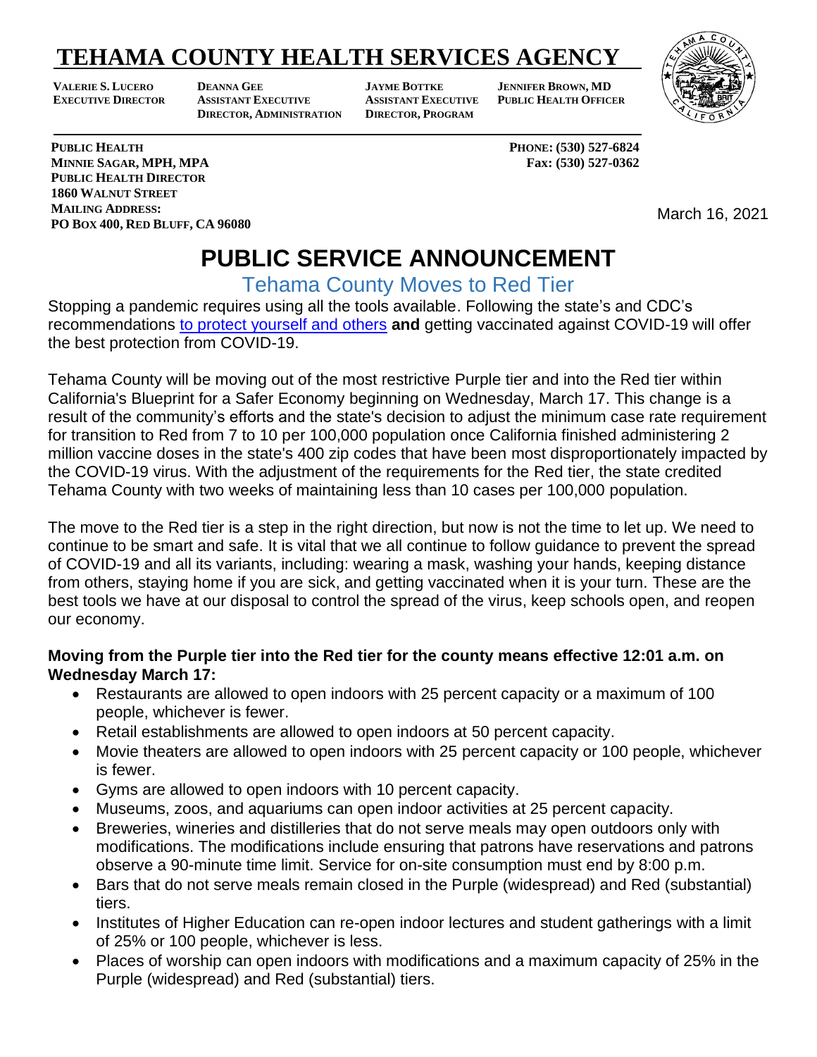# TEHAMA COUNTY HEALTH SERVICES AGENCY

**VALERIE S. LUCERO**
**EXECUTIVE DIRECTOR**

**DEANNA GEE**
**ASSISTANT EXECUTIVE DIRECTOR, ADMINISTRATION**

**JAYME BOTTKE**
**ASSISTANT EXECUTIVE DIRECTOR, PROGRAM**

**JENNIFER BROWN, MD**
**PUBLIC HEALTH OFFICER**

**PUBLIC HEALTH**
**MINNIE SAGAR, MPH, MPA**
**PUBLIC HEALTH DIRECTOR**
**1860 WALNUT STREET**
**MAILING ADDRESS:**
**PO BOX 400, RED BLUFF, CA 96080**

**PHONE: (530) 527-6824**
**Fax: (530) 527-0362**

March 16, 2021

# PUBLIC SERVICE ANNOUNCEMENT

## Tehama County Moves to Red Tier

Stopping a pandemic requires using all the tools available. Following the state's and CDC's recommendations to protect yourself and others **and** getting vaccinated against COVID-19 will offer the best protection from COVID-19.

Tehama County will be moving out of the most restrictive Purple tier and into the Red tier within California's Blueprint for a Safer Economy beginning on Wednesday, March 17. This change is a result of the community's efforts and the state's decision to adjust the minimum case rate requirement for transition to Red from 7 to 10 per 100,000 population once California finished administering 2 million vaccine doses in the state's 400 zip codes that have been most disproportionately impacted by the COVID-19 virus. With the adjustment of the requirements for the Red tier, the state credited Tehama County with two weeks of maintaining less than 10 cases per 100,000 population.

The move to the Red tier is a step in the right direction, but now is not the time to let up. We need to continue to be smart and safe. It is vital that we all continue to follow guidance to prevent the spread of COVID-19 and all its variants, including: wearing a mask, washing your hands, keeping distance from others, staying home if you are sick, and getting vaccinated when it is your turn. These are the best tools we have at our disposal to control the spread of the virus, keep schools open, and reopen our economy.

**Moving from the Purple tier into the Red tier for the county means effective 12:01 a.m. on Wednesday March 17:**

- Restaurants are allowed to open indoors with 25 percent capacity or a maximum of 100 people, whichever is fewer.
- Retail establishments are allowed to open indoors at 50 percent capacity.
- Movie theaters are allowed to open indoors with 25 percent capacity or 100 people, whichever is fewer.
- Gyms are allowed to open indoors with 10 percent capacity.
- Museums, zoos, and aquariums can open indoor activities at 25 percent capacity.
- Breweries, wineries and distilleries that do not serve meals may open outdoors only with modifications. The modifications include ensuring that patrons have reservations and patrons observe a 90-minute time limit. Service for on-site consumption must end by 8:00 p.m.
- Bars that do not serve meals remain closed in the Purple (widespread) and Red (substantial) tiers.
- Institutes of Higher Education can re-open indoor lectures and student gatherings with a limit of 25% or 100 people, whichever is less.
- Places of worship can open indoors with modifications and a maximum capacity of 25% in the Purple (widespread) and Red (substantial) tiers.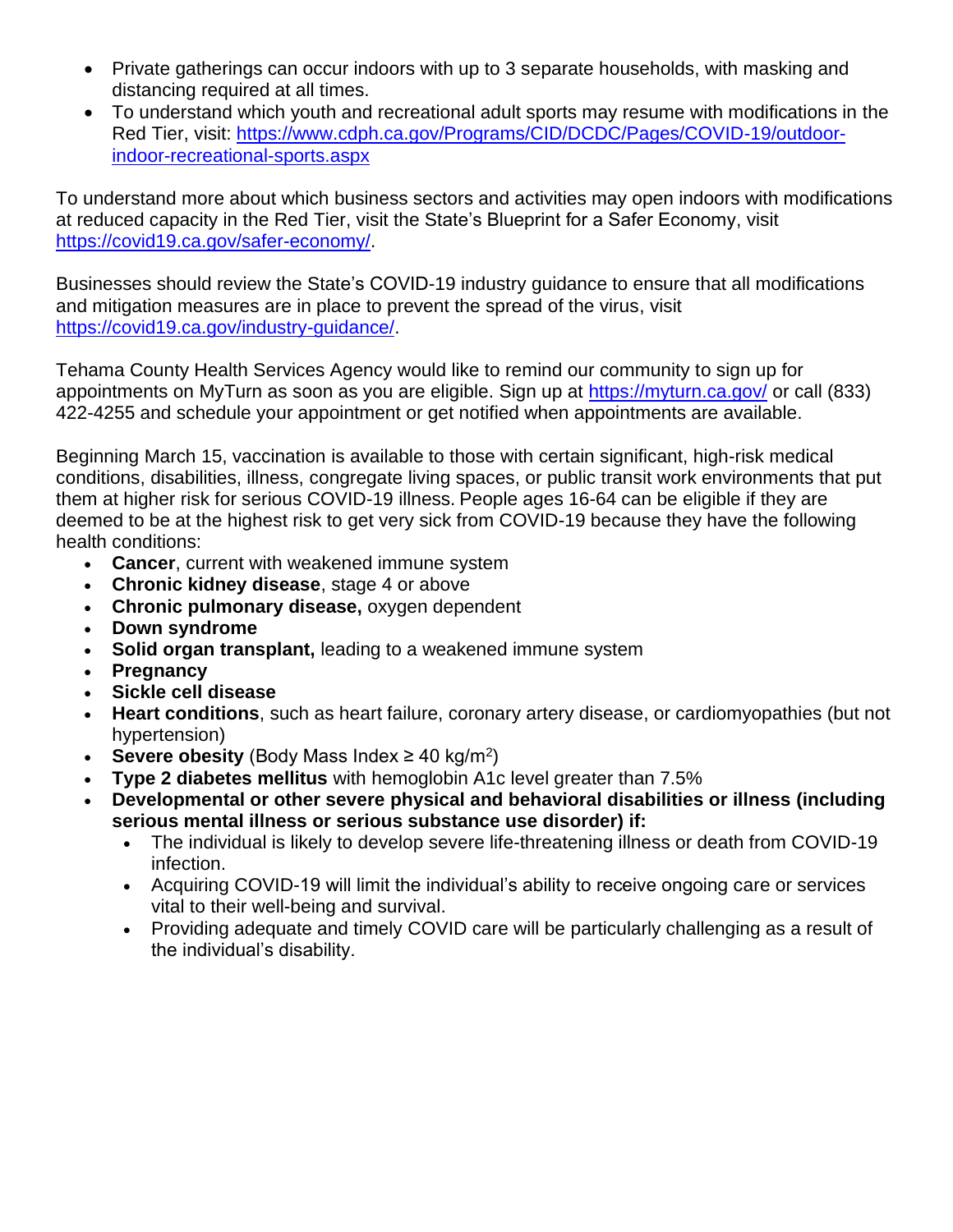- Private gatherings can occur indoors with up to 3 separate households, with masking and distancing required at all times.
- To understand which youth and recreational adult sports may resume with modifications in the Red Tier, visit: https://www.cdph.ca.gov/Programs/CID/DCDC/Pages/COVID-19/outdoor-indoor-recreational-sports.aspx

To understand more about which business sectors and activities may open indoors with modifications at reduced capacity in the Red Tier, visit the State's Blueprint for a Safer Economy, visit https://covid19.ca.gov/safer-economy/.

Businesses should review the State's COVID-19 industry guidance to ensure that all modifications and mitigation measures are in place to prevent the spread of the virus, visit https://covid19.ca.gov/industry-guidance/.

Tehama County Health Services Agency would like to remind our community to sign up for appointments on MyTurn as soon as you are eligible. Sign up at https://myturn.ca.gov/ or call (833) 422-4255 and schedule your appointment or get notified when appointments are available.

Beginning March 15, vaccination is available to those with certain significant, high-risk medical conditions, disabilities, illness, congregate living spaces, or public transit work environments that put them at higher risk for serious COVID-19 illness. People ages 16-64 can be eligible if they are deemed to be at the highest risk to get very sick from COVID-19 because they have the following health conditions:

- **Cancer**, current with weakened immune system
- **Chronic kidney disease**, stage 4 or above
- **Chronic pulmonary disease,** oxygen dependent
- **Down syndrome**
- **Solid organ transplant,** leading to a weakened immune system
- **Pregnancy**
- **Sickle cell disease**
- **Heart conditions**, such as heart failure, coronary artery disease, or cardiomyopathies (but not hypertension)
- **Severe obesity** (Body Mass Index ≥ 40 $kg/m^2$)
- **Type 2 diabetes mellitus** with hemoglobin A1c level greater than 7.5%
- **Developmental or other severe physical and behavioral disabilities or illness (including serious mental illness or serious substance use disorder) if:**
    - The individual is likely to develop severe life-threatening illness or death from COVID-19 infection.
    - Acquiring COVID-19 will limit the individual's ability to receive ongoing care or services vital to their well-being and survival.
    - Providing adequate and timely COVID care will be particularly challenging as a result of the individual's disability.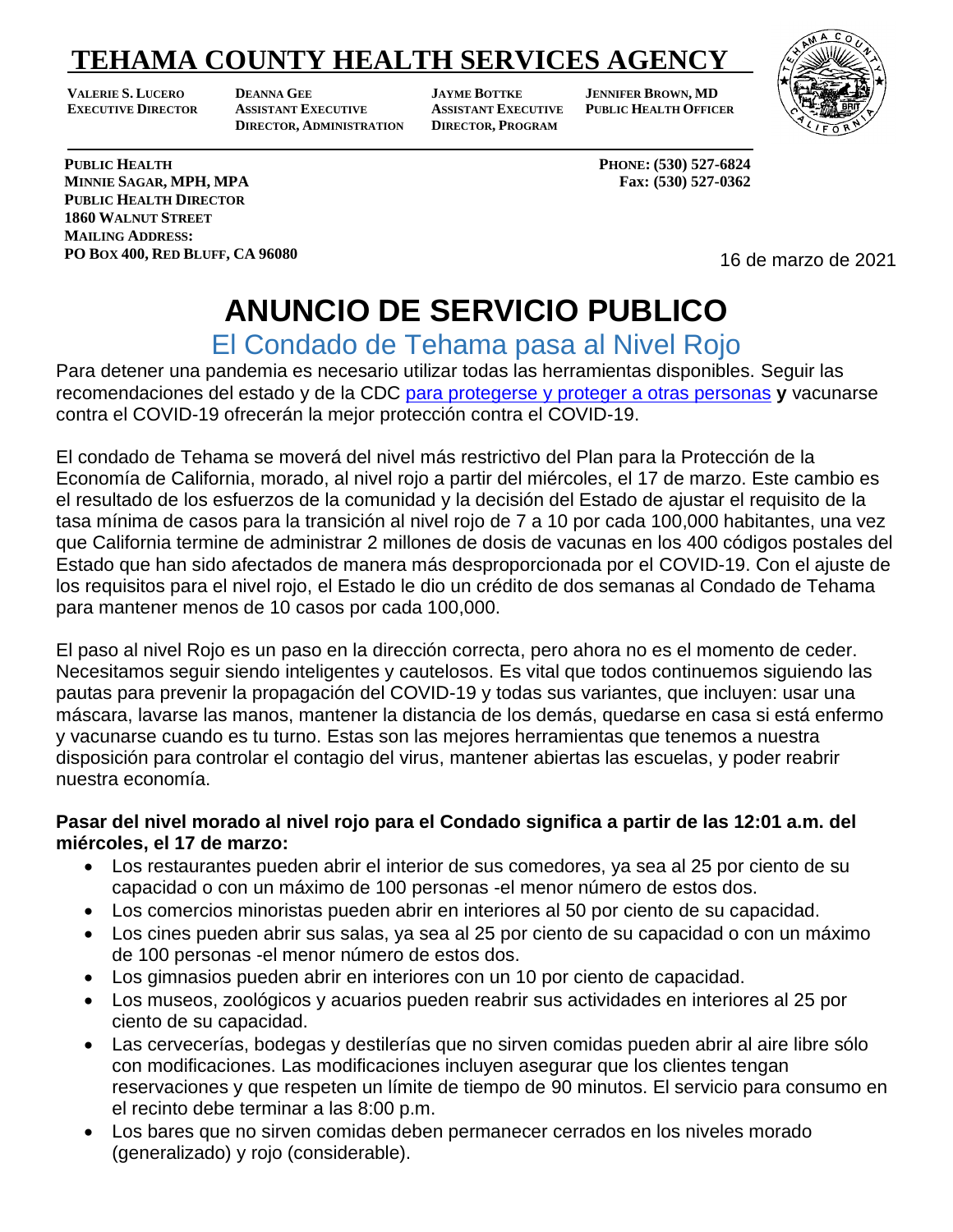# TEHAMA COUNTY HEALTH SERVICES AGENCY

**VALERIE S. LUCERO**
**EXECUTIVE DIRECTOR**

**DEANNA GEE**
**ASSISTANT EXECUTIVE DIRECTOR, ADMINISTRATION**

**JAYME BOTTKE**
**ASSISTANT EXECUTIVE DIRECTOR, PROGRAM**

**JENNIFER BROWN, MD**
**PUBLIC HEALTH OFFICER**

**PUBLIC HEALTH**
**MINNIE SAGAR, MPH, MPA**
**PUBLIC HEALTH DIRECTOR**
**1860 WALNUT STREET**
**MAILING ADDRESS:**
**PO BOX 400, RED BLUFF, CA 96080**

**PHONE: (530) 527-6824**
**Fax: (530) 527-0362**

16 de marzo de 2021

# ANUNCIO DE SERVICIO PUBLICO

## El Condado de Tehama pasa al Nivel Rojo

Para detener una pandemia es necesario utilizar todas las herramientas disponibles. Seguir las recomendaciones del estado y de la CDC para protegerse y proteger a otras personas **y** vacunarse contra el COVID-19 ofrecerán la mejor protección contra el COVID-19.

El condado de Tehama se moverá del nivel más restrictivo del Plan para la Protección de la Economía de California, morado, al nivel rojo a partir del miércoles, el 17 de marzo. Este cambio es el resultado de los esfuerzos de la comunidad y la decisión del Estado de ajustar el requisito de la tasa mínima de casos para la transición al nivel rojo de 7 a 10 por cada 100,000 habitantes, una vez que California termine de administrar 2 millones de dosis de vacunas en los 400 códigos postales del Estado que han sido afectados de manera más desproporcionada por el COVID-19. Con el ajuste de los requisitos para el nivel rojo, el Estado le dio un crédito de dos semanas al Condado de Tehama para mantener menos de 10 casos por cada 100,000.

El paso al nivel Rojo es un paso en la dirección correcta, pero ahora no es el momento de ceder. Necesitamos seguir siendo inteligentes y cautelosos. Es vital que todos continuemos siguiendo las pautas para prevenir la propagación del COVID-19 y todas sus variantes, que incluyen: usar una máscara, lavarse las manos, mantener la distancia de los demás, quedarse en casa si está enfermo y vacunarse cuando es tu turno. Estas son las mejores herramientas que tenemos a nuestra disposición para controlar el contagio del virus, mantener abiertas las escuelas, y poder reabrir nuestra economía.

**Pasar del nivel morado al nivel rojo para el Condado significa a partir de las 12:01 a.m. del miércoles, el 17 de marzo:**

- Los restaurantes pueden abrir el interior de sus comedores, ya sea al 25 por ciento de su capacidad o con un máximo de 100 personas -el menor número de estos dos.
- Los comercios minoristas pueden abrir en interiores al 50 por ciento de su capacidad.
- Los cines pueden abrir sus salas, ya sea al 25 por ciento de su capacidad o con un máximo de 100 personas -el menor número de estos dos.
- Los gimnasios pueden abrir en interiores con un 10 por ciento de capacidad.
- Los museos, zoológicos y acuarios pueden reabrir sus actividades en interiores al 25 por ciento de su capacidad.
- Las cervecerías, bodegas y destilerías que no sirven comidas pueden abrir al aire libre sólo con modificaciones. Las modificaciones incluyen asegurar que los clientes tengan reservaciones y que respeten un límite de tiempo de 90 minutos. El servicio para consumo en el recinto debe terminar a las 8:00 p.m.
- Los bares que no sirven comidas deben permanecer cerrados en los niveles morado (generalizado) y rojo (considerable).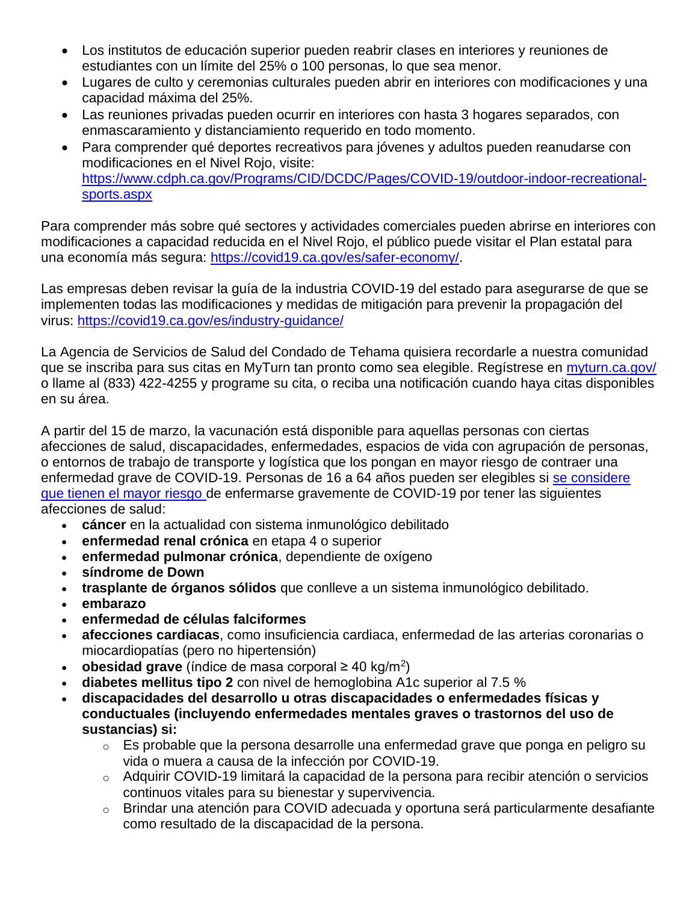- Los institutos de educación superior pueden reabrir clases en interiores y reuniones de estudiantes con un límite del 25% o 100 personas, lo que sea menor.
- Lugares de culto y ceremonias culturales pueden abrir en interiores con modificaciones y una capacidad máxima del 25%.
- Las reuniones privadas pueden ocurrir en interiores con hasta 3 hogares separados, con enmascaramiento y distanciamiento requerido en todo momento.
- Para comprender qué deportes recreativos para jóvenes y adultos pueden reanudarse con modificaciones en el Nivel Rojo, visite: [https://www.cdph.ca.gov/Programs/CID/DCDC/Pages/COVID-19/outdoor-indoor-recreational-sports.aspx](https://www.cdph.ca.gov/Programs/CID/DCDC/Pages/COVID-19/outdoor-indoor-recreational-sports.aspx)

Para comprender más sobre qué sectores y actividades comerciales pueden abrirse en interiores con modificaciones a capacidad reducida en el Nivel Rojo, el público puede visitar el Plan estatal para una economía más segura: [https://covid19.ca.gov/es/safer-economy/](https://covid19.ca.gov/es/safer-economy/).

Las empresas deben revisar la guía de la industria COVID-19 del estado para asegurarse de que se implementen todas las modificaciones y medidas de mitigación para prevenir la propagación del virus: [https://covid19.ca.gov/es/industry-guidance/](https://covid19.ca.gov/es/industry-guidance/)

La Agencia de Servicios de Salud del Condado de Tehama quisiera recordarle a nuestra comunidad que se inscriba para sus citas en MyTurn tan pronto como sea elegible. Regístrese en [myturn.ca.gov/](https://myturn.ca.gov/) o llame al (833) 422-4255 y programe su cita, o reciba una notificación cuando haya citas disponibles en su área.

A partir del 15 de marzo, la vacunación está disponible para aquellas personas con ciertas afecciones de salud, discapacidades, enfermedades, espacios de vida con agrupación de personas, o entornos de trabajo de transporte y logística que los pongan en mayor riesgo de contraer una enfermedad grave de COVID-19. Personas de 16 a 64 años pueden ser elegibles si se considere que tienen el mayor riesgo de enfermarse gravemente de COVID-19 por tener las siguientes afecciones de salud:

- **cáncer** en la actualidad con sistema inmunológico debilitado
- **enfermedad renal crónica** en etapa 4 o superior
- **enfermedad pulmonar crónica**, dependiente de oxígeno
- **síndrome de Down**
- **trasplante de órganos sólidos** que conlleve a un sistema inmunológico debilitado.
- **embarazo**
- **enfermedad de células falciformes**
- **afecciones cardiacas**, como insuficiencia cardiaca, enfermedad de las arterias coronarias o miocardiopatías (pero no hipertensión)
- **obesidad grave** (índice de masa corporal ≥ 40 $kg/m^2$)
- **diabetes mellitus tipo 2** con nivel de hemoglobina A1c superior al 7.5 %
- **discapacidades del desarrollo u otras discapacidades o enfermedades físicas y conductuales (incluyendo enfermedades mentales graves o trastornos del uso de sustancias) si:**
  - Es probable que la persona desarrolle una enfermedad grave que ponga en peligro su vida o muera a causa de la infección por COVID-19.
  - Adquirir COVID-19 limitará la capacidad de la persona para recibir atención o servicios continuos vitales para su bienestar y supervivencia.
  - Brindar una atención para COVID adecuada y oportuna será particularmente desafiante como resultado de la discapacidad de la persona.